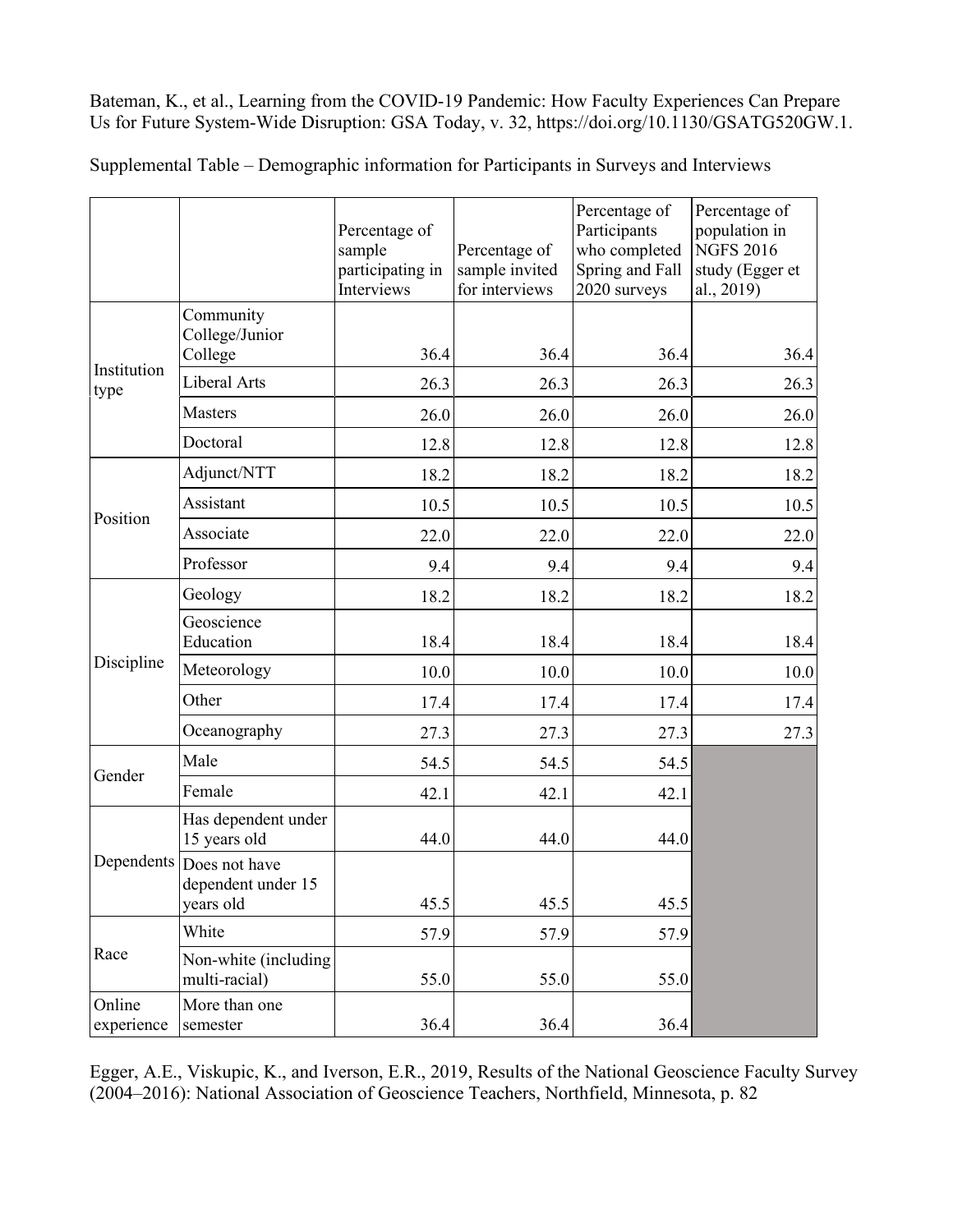Bateman, K., et al., Learning from the COVID-19 Pandemic: How Faculty Experiences Can Prepare Us for Future System-Wide Disruption: GSA Today, v. 32, https://doi.org/10.1130/GSATG520GW.1.

Supplemental Table – Demographic information for Participants in Surveys and Interviews

| | | Percentage of sample participating in Interviews | Percentage of sample invited for interviews | Percentage of Participants who completed Spring and Fall 2020 surveys | Percentage of population in NGFS 2016 study (Egger et al., 2019) |
|---|---|---|---|---|---|
| Institution type | Community College/Junior College | 36.4 | 36.4 | 36.4 | 36.4 |
| | Liberal Arts | 26.3 | 26.3 | 26.3 | 26.3 |
| | Masters | 26.0 | 26.0 | 26.0 | 26.0 |
| | Doctoral | 12.8 | 12.8 | 12.8 | 12.8 |
| Position | Adjunct/NTT | 18.2 | 18.2 | 18.2 | 18.2 |
| | Assistant | 10.5 | 10.5 | 10.5 | 10.5 |
| | Associate | 22.0 | 22.0 | 22.0 | 22.0 |
| | Professor | 9.4 | 9.4 | 9.4 | 9.4 |
| Discipline | Geology | 18.2 | 18.2 | 18.2 | 18.2 |
| | Geoscience Education | 18.4 | 18.4 | 18.4 | 18.4 |
| | Meteorology | 10.0 | 10.0 | 10.0 | 10.0 |
| | Other | 17.4 | 17.4 | 17.4 | 17.4 |
| | Oceanography | 27.3 | 27.3 | 27.3 | 27.3 |
| Gender | Male | 54.5 | 54.5 | 54.5 | |
| | Female | 42.1 | 42.1 | 42.1 | |
| Dependents | Has dependent under 15 years old | 44.0 | 44.0 | 44.0 | |
| | Does not have dependent under 15 years old | 45.5 | 45.5 | 45.5 | |
| Race | White | 57.9 | 57.9 | 57.9 | |
| | Non-white (including multi-racial) | 55.0 | 55.0 | 55.0 | |
| Online experience | More than one semester | 36.4 | 36.4 | 36.4 | |

Egger, A.E., Viskupic, K., and Iverson, E.R., 2019, Results of the National Geoscience Faculty Survey (2004–2016): National Association of Geoscience Teachers, Northfield, Minnesota, p. 82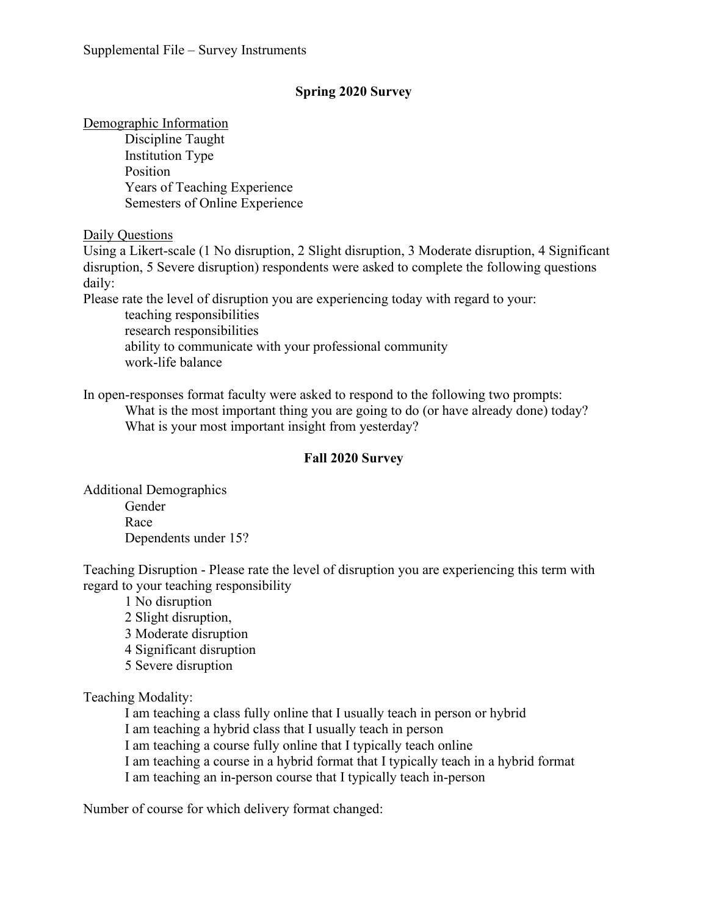Supplemental File – Survey Instruments

## Spring 2020 Survey

Demographic Information

- Discipline Taught
- Institution Type
- Position
- Years of Teaching Experience
- Semesters of Online Experience

Daily Questions

Using a Likert-scale (1 No disruption, 2 Slight disruption, 3 Moderate disruption, 4 Significant disruption, 5 Severe disruption) respondents were asked to complete the following questions daily:

Please rate the level of disruption you are experiencing today with regard to your:

- teaching responsibilities
- research responsibilities
- ability to communicate with your professional community
- work-life balance

In open-responses format faculty were asked to respond to the following two prompts:

- What is the most important thing you are going to do (or have already done) today?
- What is your most important insight from yesterday?

## Fall 2020 Survey

Additional Demographics

- Gender
- Race
- Dependents under 15?

Teaching Disruption - Please rate the level of disruption you are experiencing this term with regard to your teaching responsibility

- 1 No disruption
- 2 Slight disruption,
- 3 Moderate disruption
- 4 Significant disruption
- 5 Severe disruption

Teaching Modality:

- I am teaching a class fully online that I usually teach in person or hybrid
- I am teaching a hybrid class that I usually teach in person
- I am teaching a course fully online that I typically teach online
- I am teaching a course in a hybrid format that I typically teach in a hybrid format
- I am teaching an in-person course that I typically teach in-person

Number of course for which delivery format changed: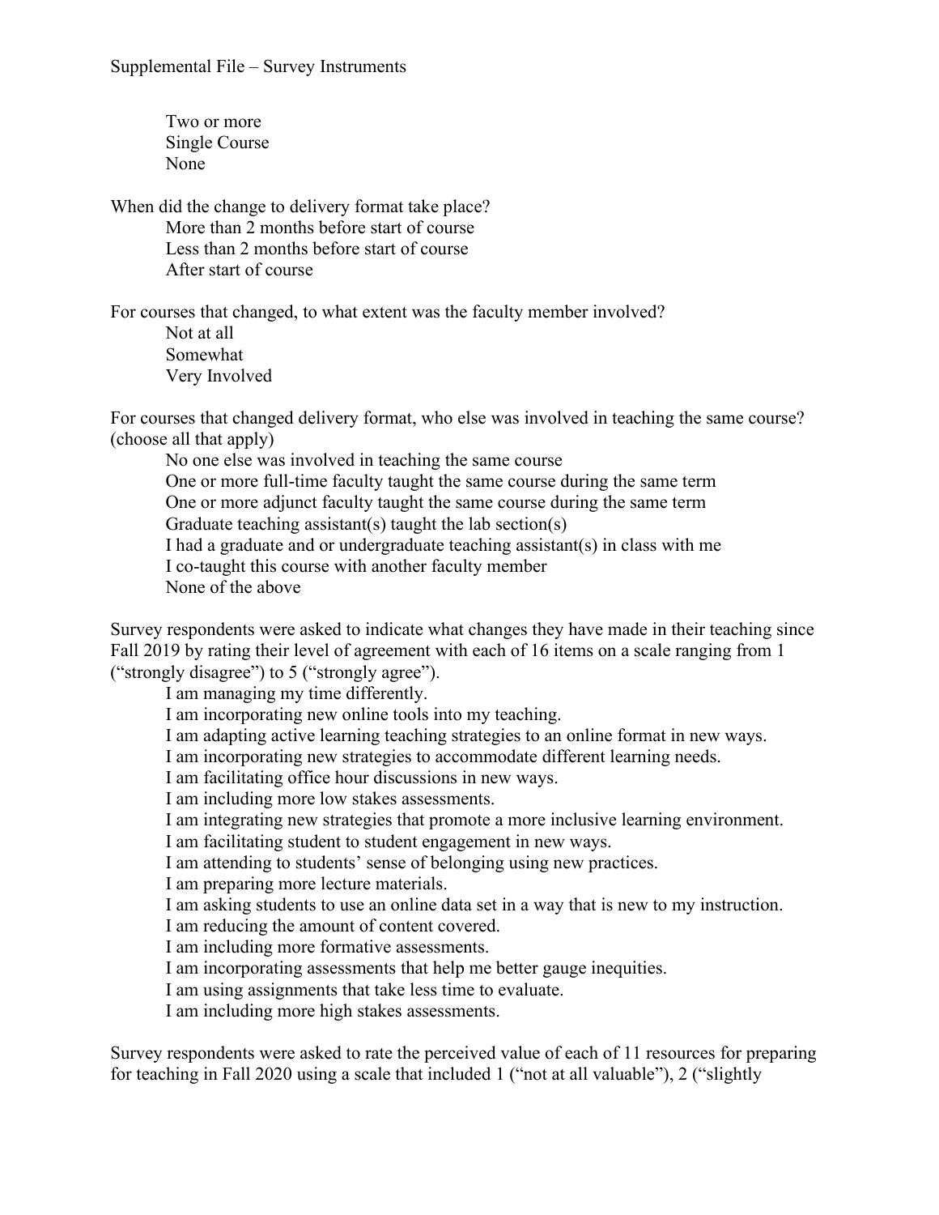Two or more
Single Course
None

When did the change to delivery format take place?

- More than 2 months before start of course
- Less than 2 months before start of course
- After start of course

For courses that changed, to what extent was the faculty member involved?

- Not at all
- Somewhat
- Very Involved

For courses that changed delivery format, who else was involved in teaching the same course? (choose all that apply)

- No one else was involved in teaching the same course
- One or more full-time faculty taught the same course during the same term
- One or more adjunct faculty taught the same course during the same term
- Graduate teaching assistant(s) taught the lab section(s)
- I had a graduate and or undergraduate teaching assistant(s) in class with me
- I co-taught this course with another faculty member
- None of the above

Survey respondents were asked to indicate what changes they have made in their teaching since Fall 2019 by rating their level of agreement with each of 16 items on a scale ranging from 1 ("strongly disagree") to 5 ("strongly agree").

- I am managing my time differently.
- I am incorporating new online tools into my teaching.
- I am adapting active learning teaching strategies to an online format in new ways.
- I am incorporating new strategies to accommodate different learning needs.
- I am facilitating office hour discussions in new ways.
- I am including more low stakes assessments.
- I am integrating new strategies that promote a more inclusive learning environment.
- I am facilitating student to student engagement in new ways.
- I am attending to students' sense of belonging using new practices.
- I am preparing more lecture materials.
- I am asking students to use an online data set in a way that is new to my instruction.
- I am reducing the amount of content covered.
- I am including more formative assessments.
- I am incorporating assessments that help me better gauge inequities.
- I am using assignments that take less time to evaluate.
- I am including more high stakes assessments.

Survey respondents were asked to rate the perceived value of each of 11 resources for preparing for teaching in Fall 2020 using a scale that included 1 ("not at all valuable"), 2 ("slightly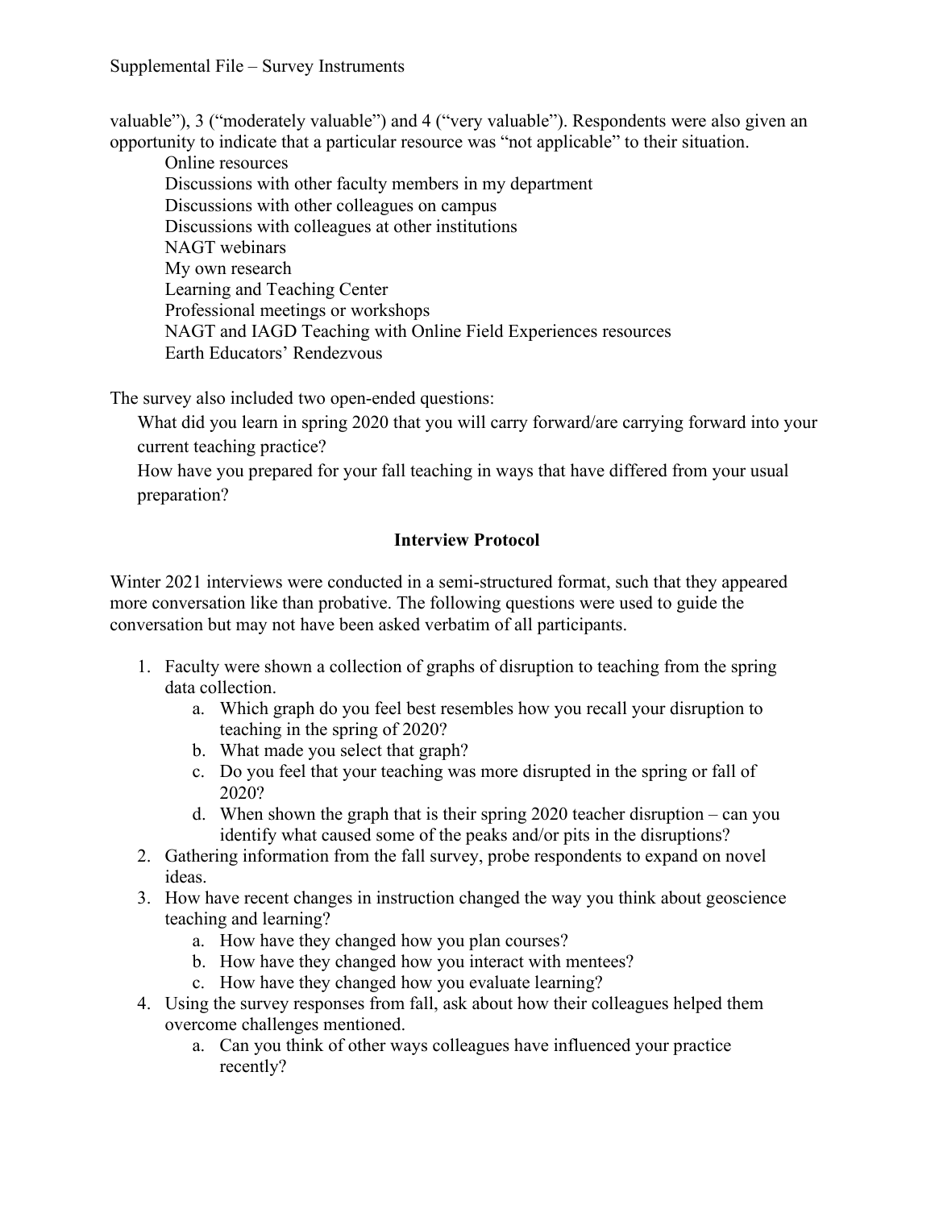valuable"), 3 ("moderately valuable") and 4 ("very valuable"). Respondents were also given an opportunity to indicate that a particular resource was "not applicable" to their situation.

- Online resources
- Discussions with other faculty members in my department
- Discussions with other colleagues on campus
- Discussions with colleagues at other institutions
- NAGT webinars
- My own research
- Learning and Teaching Center
- Professional meetings or workshops
- NAGT and IAGD Teaching with Online Field Experiences resources
- Earth Educators' Rendezvous

The survey also included two open-ended questions:

- What did you learn in spring 2020 that you will carry forward/are carrying forward into your current teaching practice?
- How have you prepared for your fall teaching in ways that have differed from your usual preparation?

## Interview Protocol

Winter 2021 interviews were conducted in a semi-structured format, such that they appeared more conversation like than probative. The following questions were used to guide the conversation but may not have been asked verbatim of all participants.

1. Faculty were shown a collection of graphs of disruption to teaching from the spring data collection.
   a. Which graph do you feel best resembles how you recall your disruption to teaching in the spring of 2020?
   b. What made you select that graph?
   c. Do you feel that your teaching was more disrupted in the spring or fall of 2020?
   d. When shown the graph that is their spring 2020 teacher disruption – can you identify what caused some of the peaks and/or pits in the disruptions?
2. Gathering information from the fall survey, probe respondents to expand on novel ideas.
3. How have recent changes in instruction changed the way you think about geoscience teaching and learning?
   a. How have they changed how you plan courses?
   b. How have they changed how you interact with mentees?
   c. How have they changed how you evaluate learning?
4. Using the survey responses from fall, ask about how their colleagues helped them overcome challenges mentioned.
   a. Can you think of other ways colleagues have influenced your practice recently?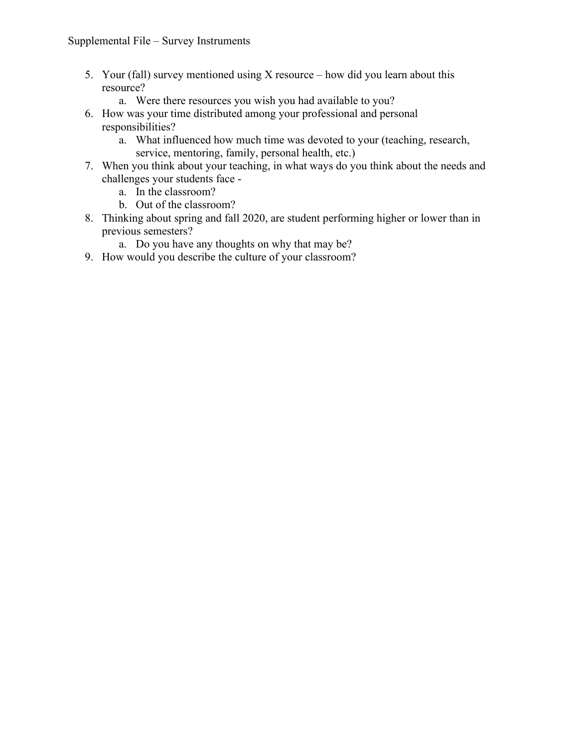5. Your (fall) survey mentioned using X resource – how did you learn about this resource?
    a. Were there resources you wish you had available to you?
6. How was your time distributed among your professional and personal responsibilities?
    a. What influenced how much time was devoted to your (teaching, research, service, mentoring, family, personal health, etc.)
7. When you think about your teaching, in what ways do you think about the needs and challenges your students face -
    a. In the classroom?
    b. Out of the classroom?
8. Thinking about spring and fall 2020, are student performing higher or lower than in previous semesters?
    a. Do you have any thoughts on why that may be?
9. How would you describe the culture of your classroom?